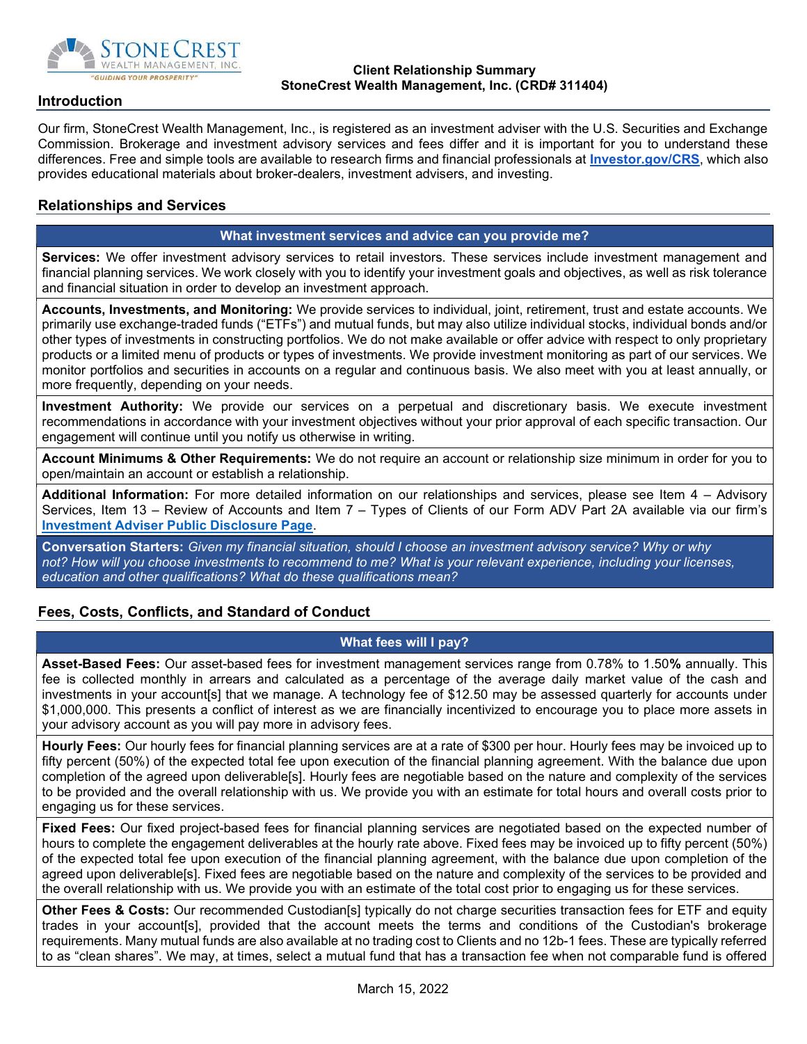**Client Relationship Summary**
**StoneCrest Wealth Management, Inc. (CRD# 311404)**

## Introduction

Our firm, StoneCrest Wealth Management, Inc., is registered as an investment adviser with the U.S. Securities and Exchange Commission. Brokerage and investment advisory services and fees differ and it is important for you to understand these differences. Free and simple tools are available to research firms and financial professionals at **Investor.gov/CRS**, which also provides educational materials about broker-dealers, investment advisers, and investing.

## Relationships and Services

### What investment services and advice can you provide me?

**Services:** We offer investment advisory services to retail investors. These services include investment management and financial planning services. We work closely with you to identify your investment goals and objectives, as well as risk tolerance and financial situation in order to develop an investment approach.

**Accounts, Investments, and Monitoring:** We provide services to individual, joint, retirement, trust and estate accounts. We primarily use exchange-traded funds ("ETFs") and mutual funds, but may also utilize individual stocks, individual bonds and/or other types of investments in constructing portfolios. We do not make available or offer advice with respect to only proprietary products or a limited menu of products or types of investments. We provide investment monitoring as part of our services. We monitor portfolios and securities in accounts on a regular and continuous basis. We also meet with you at least annually, or more frequently, depending on your needs.

**Investment Authority:** We provide our services on a perpetual and discretionary basis. We execute investment recommendations in accordance with your investment objectives without your prior approval of each specific transaction. Our engagement will continue until you notify us otherwise in writing.

**Account Minimums & Other Requirements:** We do not require an account or relationship size minimum in order for you to open/maintain an account or establish a relationship.

**Additional Information:** For more detailed information on our relationships and services, please see Item 4 – Advisory Services, Item 13 – Review of Accounts and Item 7 – Types of Clients of our Form ADV Part 2A available via our firm's **Investment Adviser Public Disclosure Page**.

**Conversation Starters:** *Given my financial situation, should I choose an investment advisory service? Why or why not? How will you choose investments to recommend to me? What is your relevant experience, including your licenses, education and other qualifications? What do these qualifications mean?*

## Fees, Costs, Conflicts, and Standard of Conduct

### What fees will I pay?

**Asset-Based Fees:** Our asset-based fees for investment management services range from 0.78% to 1.50**%** annually. This fee is collected monthly in arrears and calculated as a percentage of the average daily market value of the cash and investments in your account[s] that we manage. A technology fee of $12.50 may be assessed quarterly for accounts under $1,000,000. This presents a conflict of interest as we are financially incentivized to encourage you to place more assets in your advisory account as you will pay more in advisory fees.

**Hourly Fees:** Our hourly fees for financial planning services are at a rate of $300 per hour. Hourly fees may be invoiced up to fifty percent (50%) of the expected total fee upon execution of the financial planning agreement. With the balance due upon completion of the agreed upon deliverable[s]. Hourly fees are negotiable based on the nature and complexity of the services to be provided and the overall relationship with us. We provide you with an estimate for total hours and overall costs prior to engaging us for these services.

**Fixed Fees:** Our fixed project-based fees for financial planning services are negotiated based on the expected number of hours to complete the engagement deliverables at the hourly rate above. Fixed fees may be invoiced up to fifty percent (50%) of the expected total fee upon execution of the financial planning agreement, with the balance due upon completion of the agreed upon deliverable[s]. Fixed fees are negotiable based on the nature and complexity of the services to be provided and the overall relationship with us. We provide you with an estimate of the total cost prior to engaging us for these services.

**Other Fees & Costs:** Our recommended Custodian[s] typically do not charge securities transaction fees for ETF and equity trades in your account[s], provided that the account meets the terms and conditions of the Custodian's brokerage requirements. Many mutual funds are also available at no trading cost to Clients and no 12b-1 fees. These are typically referred to as "clean shares". We may, at times, select a mutual fund that has a transaction fee when not comparable fund is offered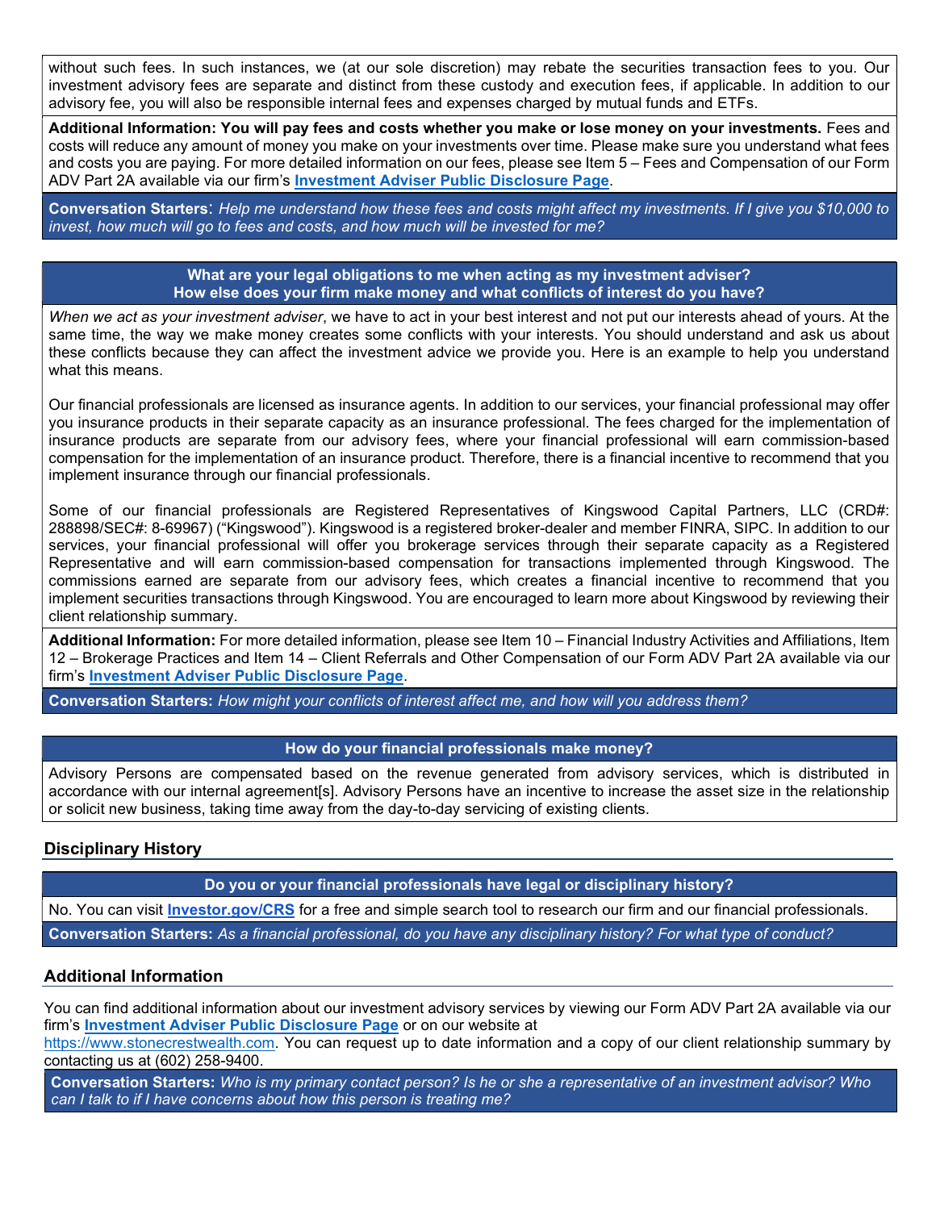without such fees. In such instances, we (at our sole discretion) may rebate the securities transaction fees to you. Our investment advisory fees are separate and distinct from these custody and execution fees, if applicable. In addition to our advisory fee, you will also be responsible internal fees and expenses charged by mutual funds and ETFs.

**Additional Information: You will pay fees and costs whether you make or lose money on your investments.** Fees and costs will reduce any amount of money you make on your investments over time. Please make sure you understand what fees and costs you are paying. For more detailed information on our fees, please see Item 5 – Fees and Compensation of our Form ADV Part 2A available via our firm's **Investment Adviser Public Disclosure Page**.

**Conversation Starters**: *Help me understand how these fees and costs might affect my investments. If I give you $10,000 to invest, how much will go to fees and costs, and how much will be invested for me?*

**What are your legal obligations to me when acting as my investment adviser?**
**How else does your firm make money and what conflicts of interest do you have?**

*When we act as your investment adviser*, we have to act in your best interest and not put our interests ahead of yours. At the same time, the way we make money creates some conflicts with your interests. You should understand and ask us about these conflicts because they can affect the investment advice we provide you. Here is an example to help you understand what this means.

Our financial professionals are licensed as insurance agents. In addition to our services, your financial professional may offer you insurance products in their separate capacity as an insurance professional. The fees charged for the implementation of insurance products are separate from our advisory fees, where your financial professional will earn commission-based compensation for the implementation of an insurance product. Therefore, there is a financial incentive to recommend that you implement insurance through our financial professionals.

Some of our financial professionals are Registered Representatives of Kingswood Capital Partners, LLC (CRD#: 288898/SEC#: 8-69967) ("Kingswood"). Kingswood is a registered broker-dealer and member FINRA, SIPC. In addition to our services, your financial professional will offer you brokerage services through their separate capacity as a Registered Representative and will earn commission-based compensation for transactions implemented through Kingswood. The commissions earned are separate from our advisory fees, which creates a financial incentive to recommend that you implement securities transactions through Kingswood. You are encouraged to learn more about Kingswood by reviewing their client relationship summary.

**Additional Information:** For more detailed information, please see Item 10 – Financial Industry Activities and Affiliations, Item 12 – Brokerage Practices and Item 14 – Client Referrals and Other Compensation of our Form ADV Part 2A available via our firm's **Investment Adviser Public Disclosure Page**.

**Conversation Starters:** *How might your conflicts of interest affect me, and how will you address them?*

**How do your financial professionals make money?**

Advisory Persons are compensated based on the revenue generated from advisory services, which is distributed in accordance with our internal agreement[s]. Advisory Persons have an incentive to increase the asset size in the relationship or solicit new business, taking time away from the day-to-day servicing of existing clients.

## Disciplinary History

**Do you or your financial professionals have legal or disciplinary history?**

No. You can visit **Investor.gov/CRS** for a free and simple search tool to research our firm and our financial professionals.

**Conversation Starters:** *As a financial professional, do you have any disciplinary history? For what type of conduct?*

## Additional Information

You can find additional information about our investment advisory services by viewing our Form ADV Part 2A available via our firm's **Investment Adviser Public Disclosure Page** or on our website at https://www.stonecrestwealth.com. You can request up to date information and a copy of our client relationship summary by contacting us at (602) 258-9400.

**Conversation Starters:** *Who is my primary contact person? Is he or she a representative of an investment advisor? Who can I talk to if I have concerns about how this person is treating me?*